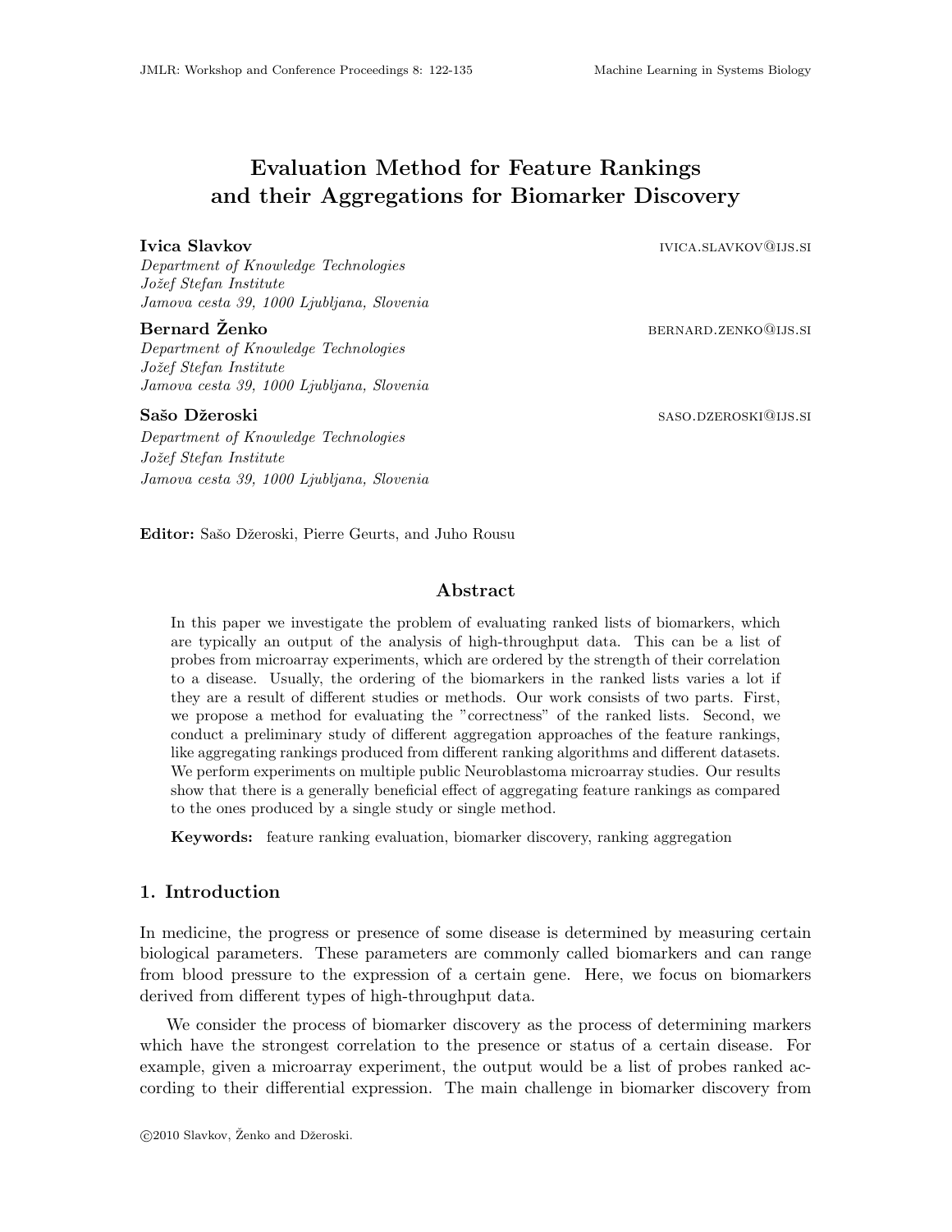# Evaluation Method for Feature Rankings and their Aggregations for Biomarker Discovery

**Ivica Slavkov** IVICA.SLAVKOV@IJS.SI
*Department of Knowledge Technologies*
*Jožef Stefan Institute*
*Jamova cesta 39, 1000 Ljubljana, Slovenia*

**Bernard Ženko** BERNARD.ZENKO@IJS.SI
*Department of Knowledge Technologies*
*Jožef Stefan Institute*
*Jamova cesta 39, 1000 Ljubljana, Slovenia*

**Sašo Džeroski** SASO.DZEROSKI@IJS.SI
*Department of Knowledge Technologies*
*Jožef Stefan Institute*
*Jamova cesta 39, 1000 Ljubljana, Slovenia*

**Editor:** Sašo Džeroski, Pierre Geurts, and Juho Rousu

## Abstract

In this paper we investigate the problem of evaluating ranked lists of biomarkers, which are typically an output of the analysis of high-throughput data. This can be a list of probes from microarray experiments, which are ordered by the strength of their correlation to a disease. Usually, the ordering of the biomarkers in the ranked lists varies a lot if they are a result of different studies or methods. Our work consists of two parts. First, we propose a method for evaluating the "correctness" of the ranked lists. Second, we conduct a preliminary study of different aggregation approaches of the feature rankings, like aggregating rankings produced from different ranking algorithms and different datasets. We perform experiments on multiple public Neuroblastoma microarray studies. Our results show that there is a generally beneficial effect of aggregating feature rankings as compared to the ones produced by a single study or single method.

**Keywords:** feature ranking evaluation, biomarker discovery, ranking aggregation

## 1. Introduction

In medicine, the progress or presence of some disease is determined by measuring certain biological parameters. These parameters are commonly called biomarkers and can range from blood pressure to the expression of a certain gene. Here, we focus on biomarkers derived from different types of high-throughput data.

We consider the process of biomarker discovery as the process of determining markers which have the strongest correlation to the presence or status of a certain disease. For example, given a microarray experiment, the output would be a list of probes ranked according to their differential expression. The main challenge in biomarker discovery from

©2010 Slavkov, Ženko and Džeroski.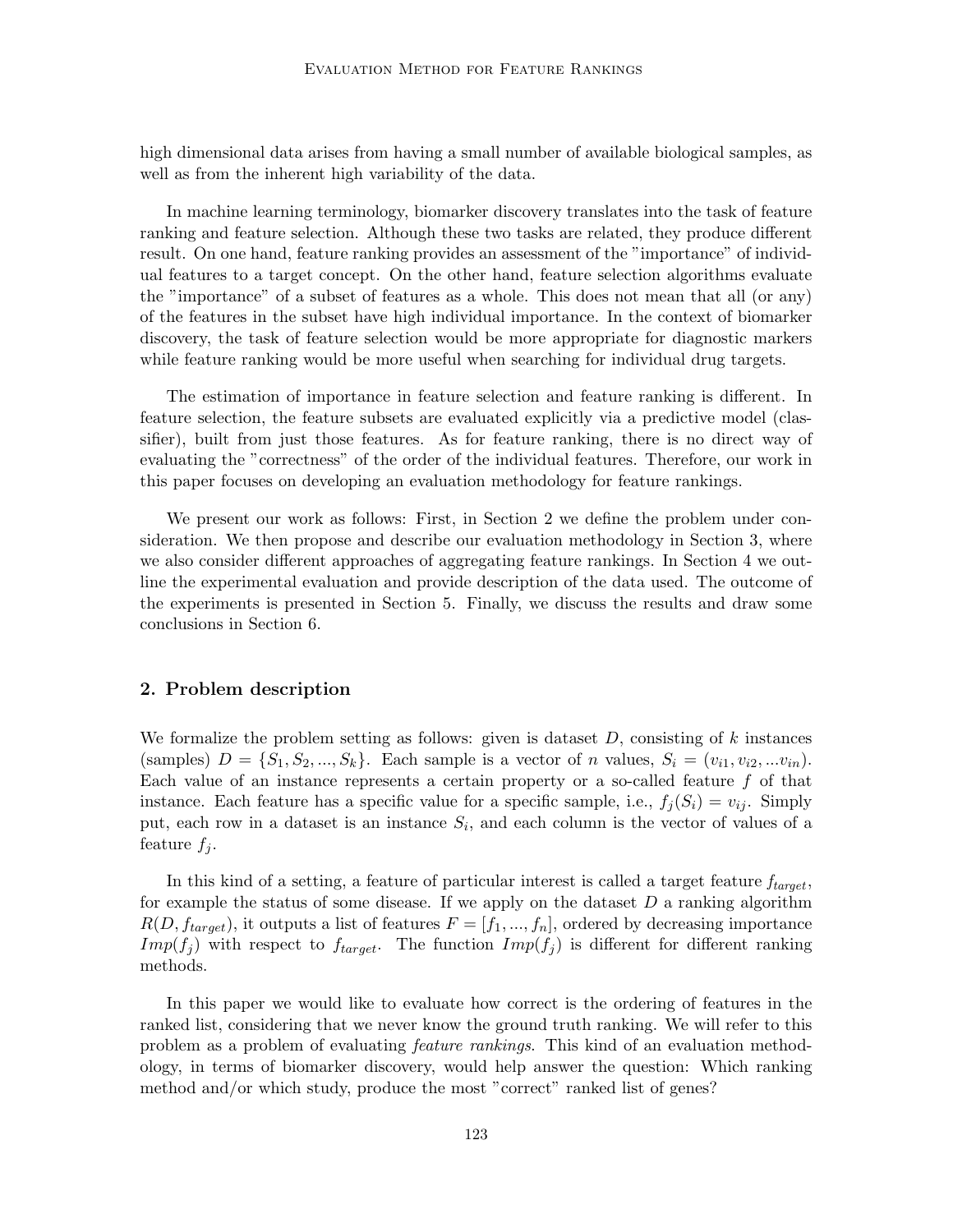high dimensional data arises from having a small number of available biological samples, as well as from the inherent high variability of the data.

In machine learning terminology, biomarker discovery translates into the task of feature ranking and feature selection. Although these two tasks are related, they produce different result. On one hand, feature ranking provides an assessment of the "importance" of individual features to a target concept. On the other hand, feature selection algorithms evaluate the "importance" of a subset of features as a whole. This does not mean that all (or any) of the features in the subset have high individual importance. In the context of biomarker discovery, the task of feature selection would be more appropriate for diagnostic markers while feature ranking would be more useful when searching for individual drug targets.

The estimation of importance in feature selection and feature ranking is different. In feature selection, the feature subsets are evaluated explicitly via a predictive model (classifier), built from just those features. As for feature ranking, there is no direct way of evaluating the "correctness" of the order of the individual features. Therefore, our work in this paper focuses on developing an evaluation methodology for feature rankings.

We present our work as follows: First, in Section 2 we define the problem under consideration. We then propose and describe our evaluation methodology in Section 3, where we also consider different approaches of aggregating feature rankings. In Section 4 we outline the experimental evaluation and provide description of the data used. The outcome of the experiments is presented in Section 5. Finally, we discuss the results and draw some conclusions in Section 6.

## 2. Problem description

We formalize the problem setting as follows: given is dataset $D$, consisting of $k$ instances (samples) $D = \{S_1, S_2, ..., S_k\}$. Each sample is a vector of $n$ values, $S_i = (v_{i1}, v_{i2}, ...v_{in})$. Each value of an instance represents a certain property or a so-called feature $f$ of that instance. Each feature has a specific value for a specific sample, i.e., $f_j(S_i) = v_{ij}$. Simply put, each row in a dataset is an instance $S_i$, and each column is the vector of values of a feature $f_j$.

In this kind of a setting, a feature of particular interest is called a target feature $f_{target}$, for example the status of some disease. If we apply on the dataset $D$ a ranking algorithm $R(D, f_{target})$, it outputs a list of features $F = [f_1, ..., f_n]$, ordered by decreasing importance $Imp(f_j)$ with respect to $f_{target}$. The function $Imp(f_j)$ is different for different ranking methods.

In this paper we would like to evaluate how correct is the ordering of features in the ranked list, considering that we never know the ground truth ranking. We will refer to this problem as a problem of evaluating *feature rankings*. This kind of an evaluation methodology, in terms of biomarker discovery, would help answer the question: Which ranking method and/or which study, produce the most "correct" ranked list of genes?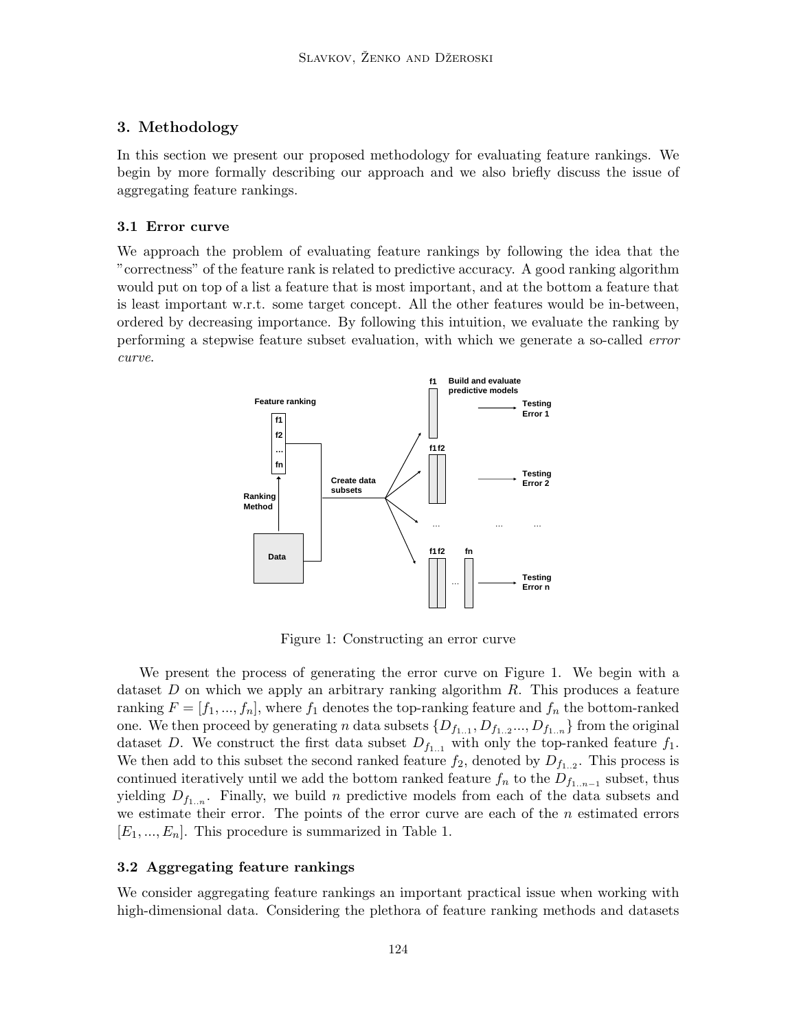## 3. Methodology

In this section we present our proposed methodology for evaluating feature rankings. We begin by more formally describing our approach and we also briefly discuss the issue of aggregating feature rankings.

### 3.1 Error curve

We approach the problem of evaluating feature rankings by following the idea that the "correctness" of the feature rank is related to predictive accuracy. A good ranking algorithm would put on top of a list a feature that is most important, and at the bottom a feature that is least important w.r.t. some target concept. All the other features would be in-between, ordered by decreasing importance. By following this intuition, we evaluate the ranking by performing a stepwise feature subset evaluation, with which we generate a so-called *error curve*.

Figure 1: Constructing an error curve

We present the process of generating the error curve on Figure 1. We begin with a dataset $D$ on which we apply an arbitrary ranking algorithm $R$. This produces a feature ranking $F = [f_1, ..., f_n]$, where $f_1$ denotes the top-ranking feature and $f_n$ the bottom-ranked one. We then proceed by generating $n$ data subsets $\{D_{f_{1..1}}, D_{f_{1..2}} ..., D_{f_{1..n}}\}$ from the original dataset $D$. We construct the first data subset $D_{f_{1..1}}$ with only the top-ranked feature $f_1$. We then add to this subset the second ranked feature $f_2$, denoted by $D_{f_{1..2}}$. This process is continued iteratively until we add the bottom ranked feature $f_n$ to the $D_{f_{1..n-1}}$ subset, thus yielding $D_{f_{1..n}}$. Finally, we build $n$ predictive models from each of the data subsets and we estimate their error. The points of the error curve are each of the $n$ estimated errors $[E_1, ..., E_n]$. This procedure is summarized in Table 1.

### 3.2 Aggregating feature rankings

We consider aggregating feature rankings an important practical issue when working with high-dimensional data. Considering the plethora of feature ranking methods and datasets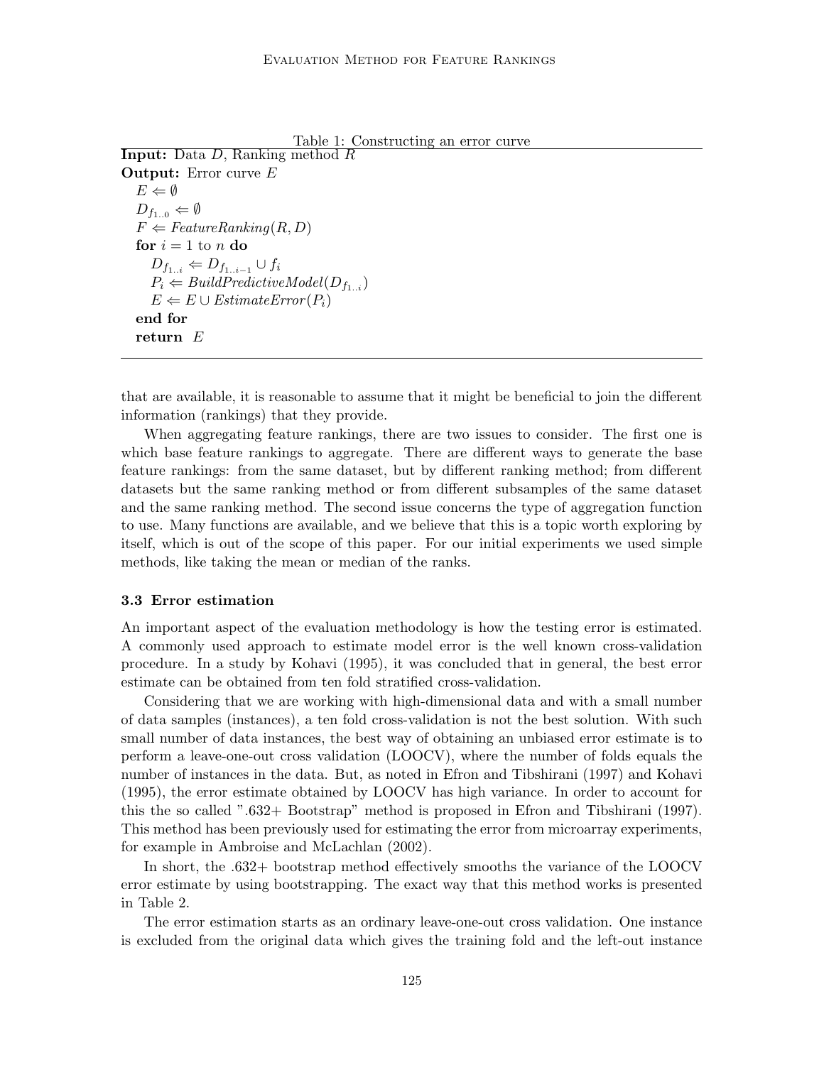Table 1: Constructing an error curve

```
Input: Data D, Ranking method R
Output: Error curve E
  E ⇐ ∅
  D_{f_{1..0}} ⇐ ∅
  F ⇐ FeatureRanking(R, D)
  for i = 1 to n do
    D_{f_{1..i}} ⇐ D_{f_{1..i-1}} ∪ f_i
    P_i ⇐ BuildPredictiveModel(D_{f_{1..i}})
    E ⇐ E ∪ EstimateError(P_i)
  end for
  return E
```

that are available, it is reasonable to assume that it might be beneficial to join the different information (rankings) that they provide.

When aggregating feature rankings, there are two issues to consider. The first one is which base feature rankings to aggregate. There are different ways to generate the base feature rankings: from the same dataset, but by different ranking method; from different datasets but the same ranking method or from different subsamples of the same dataset and the same ranking method. The second issue concerns the type of aggregation function to use. Many functions are available, and we believe that this is a topic worth exploring by itself, which is out of the scope of this paper. For our initial experiments we used simple methods, like taking the mean or median of the ranks.

### 3.3 Error estimation

An important aspect of the evaluation methodology is how the testing error is estimated. A commonly used approach to estimate model error is the well known cross-validation procedure. In a study by Kohavi (1995), it was concluded that in general, the best error estimate can be obtained from ten fold stratified cross-validation.

Considering that we are working with high-dimensional data and with a small number of data samples (instances), a ten fold cross-validation is not the best solution. With such small number of data instances, the best way of obtaining an unbiased error estimate is to perform a leave-one-out cross validation (LOOCV), where the number of folds equals the number of instances in the data. But, as noted in Efron and Tibshirani (1997) and Kohavi (1995), the error estimate obtained by LOOCV has high variance. In order to account for this the so called ".632+ Bootstrap" method is proposed in Efron and Tibshirani (1997). This method has been previously used for estimating the error from microarray experiments, for example in Ambroise and McLachlan (2002).

In short, the .632+ bootstrap method effectively smooths the variance of the LOOCV error estimate by using bootstrapping. The exact way that this method works is presented in Table 2.

The error estimation starts as an ordinary leave-one-out cross validation. One instance is excluded from the original data which gives the training fold and the left-out instance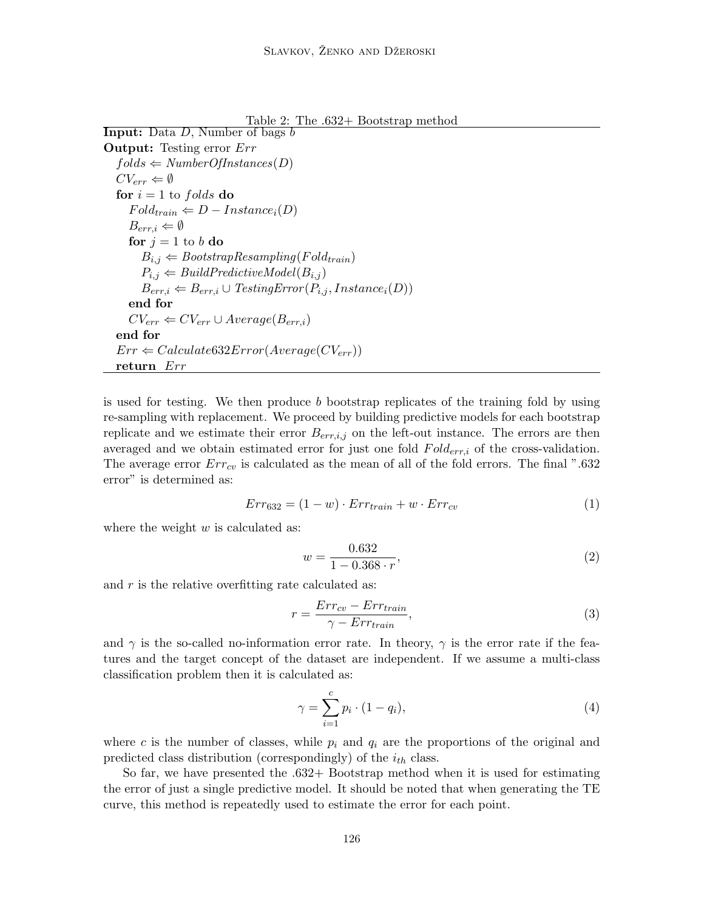Table 2: The .632+ Bootstrap method

**Input:** Data $D$, Number of bags $b$
**Output:** Testing error $Err$

$folds \Leftarrow NumberOfInstances(D)$
$CV_{err} \Leftarrow \emptyset$
**for** $i = 1$ to $folds$ **do**
  $Fold_{train} \Leftarrow D - Instance_i(D)$
  $B_{err,i} \Leftarrow \emptyset$
  **for** $j = 1$ to $b$ **do**
    $B_{i,j} \Leftarrow BootstrapResampling(Fold_{train})$
    $P_{i,j} \Leftarrow BuildPredictiveModel(B_{i,j})$
    $B_{err,i} \Leftarrow B_{err,i} \cup TestingError(P_{i,j}, Instance_i(D))$
  **end for**
  $CV_{err} \Leftarrow CV_{err} \cup Average(B_{err,i})$
**end for**
$Err \Leftarrow Calculate632Error(Average(CV_{err}))$
**return** $Err$

is used for testing. We then produce $b$ bootstrap replicates of the training fold by using re-sampling with replacement. We proceed by building predictive models for each bootstrap replicate and we estimate their error $B_{err,i,j}$ on the left-out instance. The errors are then averaged and we obtain estimated error for just one fold $Fold_{err,i}$ of the cross-validation. The average error $Err_{cv}$ is calculated as the mean of all of the fold errors. The final ".632 error" is determined as:

$$Err_{632} = (1 - w) \cdot Err_{train} + w \cdot Err_{cv} \tag{1}$$

where the weight $w$ is calculated as:

$$w = \frac{0.632}{1 - 0.368 \cdot r}, \tag{2}$$

and $r$ is the relative overfitting rate calculated as:

$$r = \frac{Err_{cv} - Err_{train}}{\gamma - Err_{train}}, \tag{3}$$

and $\gamma$ is the so-called no-information error rate. In theory, $\gamma$ is the error rate if the features and the target concept of the dataset are independent. If we assume a multi-class classification problem then it is calculated as:

$$\gamma = \sum_{i=1}^{c} p_i \cdot (1 - q_i), \tag{4}$$

where $c$ is the number of classes, while $p_i$ and $q_i$ are the proportions of the original and predicted class distribution (correspondingly) of the $i_{th}$ class.

So far, we have presented the .632+ Bootstrap method when it is used for estimating the error of just a single predictive model. It should be noted that when generating the TE curve, this method is repeatedly used to estimate the error for each point.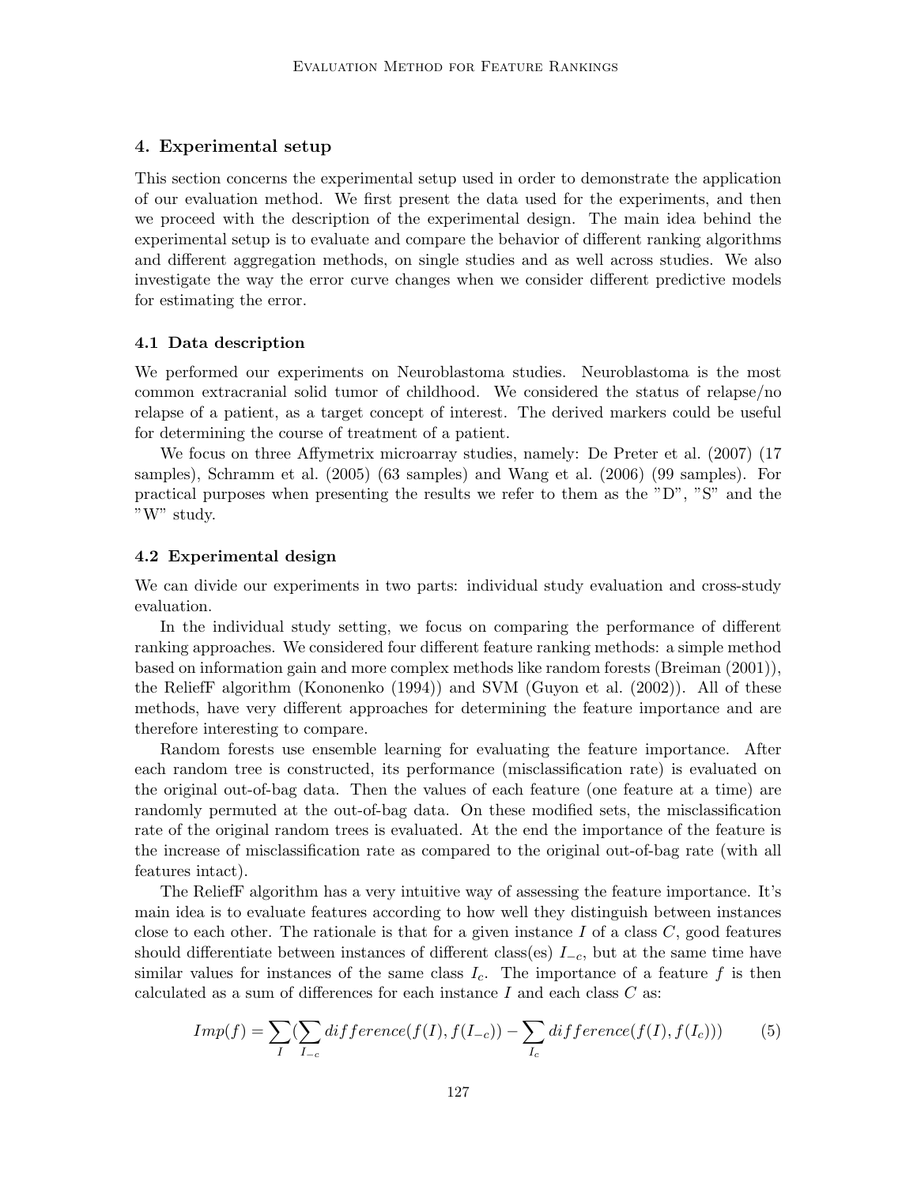## 4. Experimental setup

This section concerns the experimental setup used in order to demonstrate the application of our evaluation method. We first present the data used for the experiments, and then we proceed with the description of the experimental design. The main idea behind the experimental setup is to evaluate and compare the behavior of different ranking algorithms and different aggregation methods, on single studies and as well across studies. We also investigate the way the error curve changes when we consider different predictive models for estimating the error.

### 4.1 Data description

We performed our experiments on Neuroblastoma studies. Neuroblastoma is the most common extracranial solid tumor of childhood. We considered the status of relapse/no relapse of a patient, as a target concept of interest. The derived markers could be useful for determining the course of treatment of a patient.

We focus on three Affymetrix microarray studies, namely: De Preter et al. (2007) (17 samples), Schramm et al. (2005) (63 samples) and Wang et al. (2006) (99 samples). For practical purposes when presenting the results we refer to them as the "D", "S" and the "W" study.

### 4.2 Experimental design

We can divide our experiments in two parts: individual study evaluation and cross-study evaluation.

In the individual study setting, we focus on comparing the performance of different ranking approaches. We considered four different feature ranking methods: a simple method based on information gain and more complex methods like random forests (Breiman (2001)), the ReliefF algorithm (Kononenko (1994)) and SVM (Guyon et al. (2002)). All of these methods, have very different approaches for determining the feature importance and are therefore interesting to compare.

Random forests use ensemble learning for evaluating the feature importance. After each random tree is constructed, its performance (misclassification rate) is evaluated on the original out-of-bag data. Then the values of each feature (one feature at a time) are randomly permuted at the out-of-bag data. On these modified sets, the misclassification rate of the original random trees is evaluated. At the end the importance of the feature is the increase of misclassification rate as compared to the original out-of-bag rate (with all features intact).

The ReliefF algorithm has a very intuitive way of assessing the feature importance. It's main idea is to evaluate features according to how well they distinguish between instances close to each other. The rationale is that for a given instance $I$ of a class $C$, good features should differentiate between instances of different class(es) $I_{-c}$, but at the same time have similar values for instances of the same class $I_c$. The importance of a feature $f$ is then calculated as a sum of differences for each instance $I$ and each class $C$ as:

$$Imp(f) = \sum_{I} \left( \sum_{I_{-c}} difference(f(I), f(I_{-c})) - \sum_{I_c} difference(f(I), f(I_c)) \right) \qquad (5)$$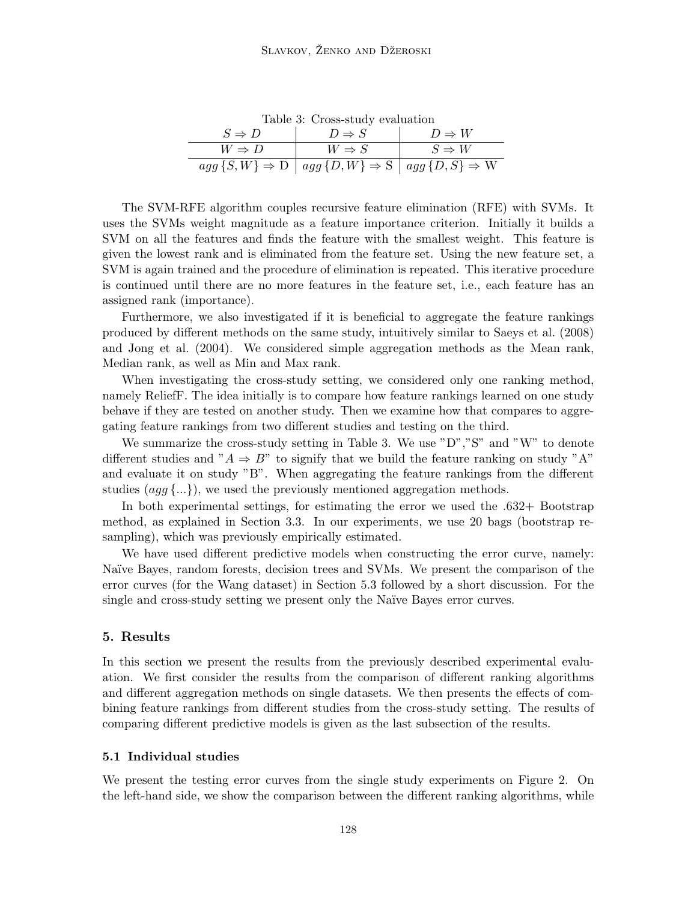Table 3: Cross-study evaluation

| $S \Rightarrow D$ | $D \Rightarrow S$ | $D \Rightarrow W$ |
|---|---|---|
| $W \Rightarrow D$ | $W \Rightarrow S$ | $S \Rightarrow W$ |
| $agg\{S, W\} \Rightarrow$ D | $agg\{D, W\} \Rightarrow$ S | $agg\{D, S\} \Rightarrow$ W |

The SVM-RFE algorithm couples recursive feature elimination (RFE) with SVMs. It uses the SVMs weight magnitude as a feature importance criterion. Initially it builds a SVM on all the features and finds the feature with the smallest weight. This feature is given the lowest rank and is eliminated from the feature set. Using the new feature set, a SVM is again trained and the procedure of elimination is repeated. This iterative procedure is continued until there are no more features in the feature set, i.e., each feature has an assigned rank (importance).

Furthermore, we also investigated if it is beneficial to aggregate the feature rankings produced by different methods on the same study, intuitively similar to Saeys et al. (2008) and Jong et al. (2004). We considered simple aggregation methods as the Mean rank, Median rank, as well as Min and Max rank.

When investigating the cross-study setting, we considered only one ranking method, namely ReliefF. The idea initially is to compare how feature rankings learned on one study behave if they are tested on another study. Then we examine how that compares to aggregating feature rankings from two different studies and testing on the third.

We summarize the cross-study setting in Table 3. We use "D","S" and "W" to denote different studies and "$A \Rightarrow B$" to signify that we build the feature ranking on study "A" and evaluate it on study "B". When aggregating the feature rankings from the different studies ($agg\{...\}$), we used the previously mentioned aggregation methods.

In both experimental settings, for estimating the error we used the .632+ Bootstrap method, as explained in Section 3.3. In our experiments, we use 20 bags (bootstrap resampling), which was previously empirically estimated.

We have used different predictive models when constructing the error curve, namely: Naïve Bayes, random forests, decision trees and SVMs. We present the comparison of the error curves (for the Wang dataset) in Section 5.3 followed by a short discussion. For the single and cross-study setting we present only the Naïve Bayes error curves.

## 5. Results

In this section we present the results from the previously described experimental evaluation. We first consider the results from the comparison of different ranking algorithms and different aggregation methods on single datasets. We then presents the effects of combining feature rankings from different studies from the cross-study setting. The results of comparing different predictive models is given as the last subsection of the results.

### 5.1 Individual studies

We present the testing error curves from the single study experiments on Figure 2. On the left-hand side, we show the comparison between the different ranking algorithms, while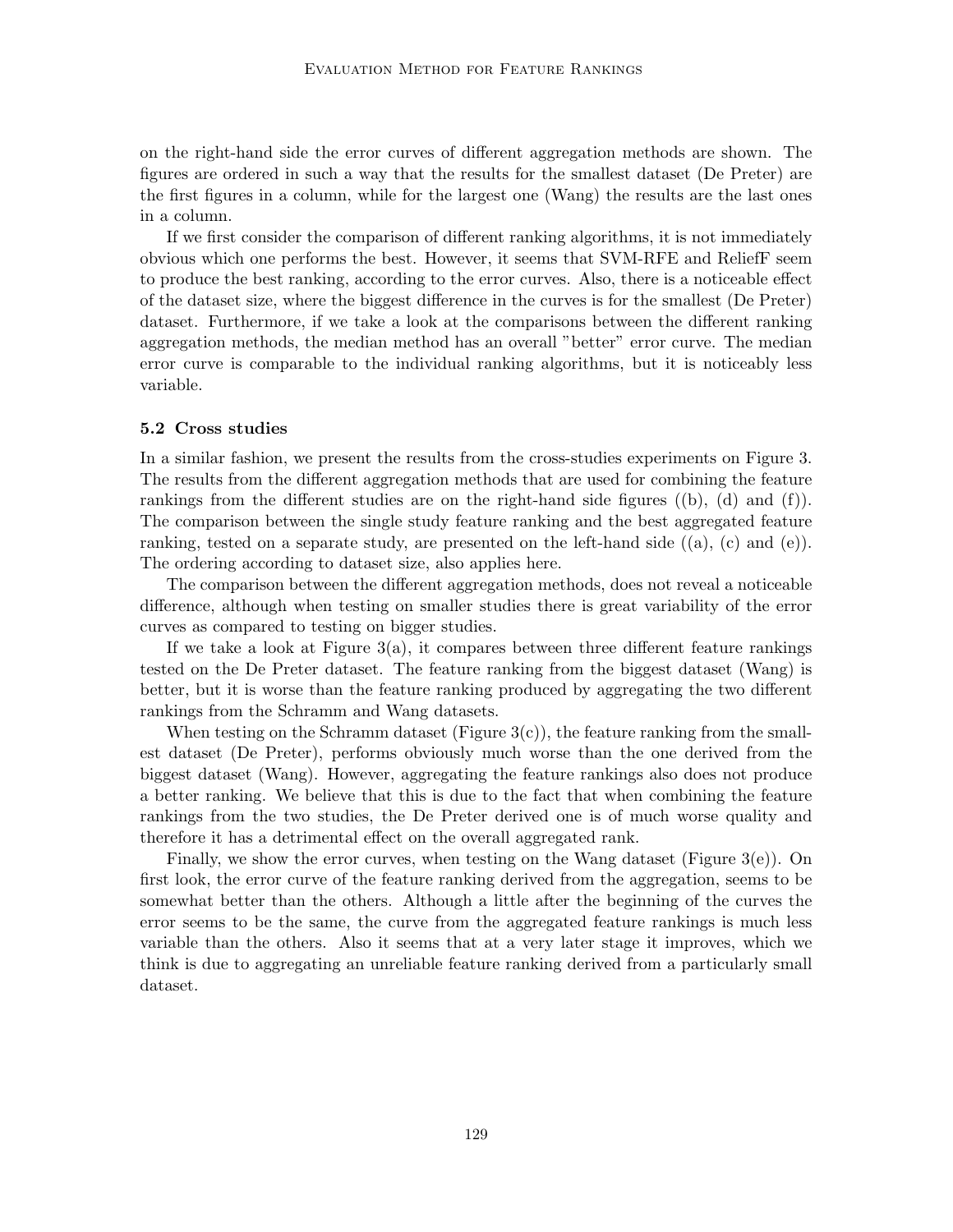on the right-hand side the error curves of different aggregation methods are shown. The figures are ordered in such a way that the results for the smallest dataset (De Preter) are the first figures in a column, while for the largest one (Wang) the results are the last ones in a column.

If we first consider the comparison of different ranking algorithms, it is not immediately obvious which one performs the best. However, it seems that SVM-RFE and ReliefF seem to produce the best ranking, according to the error curves. Also, there is a noticeable effect of the dataset size, where the biggest difference in the curves is for the smallest (De Preter) dataset. Furthermore, if we take a look at the comparisons between the different ranking aggregation methods, the median method has an overall "better" error curve. The median error curve is comparable to the individual ranking algorithms, but it is noticeably less variable.

### 5.2 Cross studies

In a similar fashion, we present the results from the cross-studies experiments on Figure 3. The results from the different aggregation methods that are used for combining the feature rankings from the different studies are on the right-hand side figures ((b), (d) and (f)). The comparison between the single study feature ranking and the best aggregated feature ranking, tested on a separate study, are presented on the left-hand side ((a), (c) and (e)). The ordering according to dataset size, also applies here.

The comparison between the different aggregation methods, does not reveal a noticeable difference, although when testing on smaller studies there is great variability of the error curves as compared to testing on bigger studies.

If we take a look at Figure 3(a), it compares between three different feature rankings tested on the De Preter dataset. The feature ranking from the biggest dataset (Wang) is better, but it is worse than the feature ranking produced by aggregating the two different rankings from the Schramm and Wang datasets.

When testing on the Schramm dataset (Figure 3(c)), the feature ranking from the smallest dataset (De Preter), performs obviously much worse than the one derived from the biggest dataset (Wang). However, aggregating the feature rankings also does not produce a better ranking. We believe that this is due to the fact that when combining the feature rankings from the two studies, the De Preter derived one is of much worse quality and therefore it has a detrimental effect on the overall aggregated rank.

Finally, we show the error curves, when testing on the Wang dataset (Figure 3(e)). On first look, the error curve of the feature ranking derived from the aggregation, seems to be somewhat better than the others. Although a little after the beginning of the curves the error seems to be the same, the curve from the aggregated feature rankings is much less variable than the others. Also it seems that at a very later stage it improves, which we think is due to aggregating an unreliable feature ranking derived from a particularly small dataset.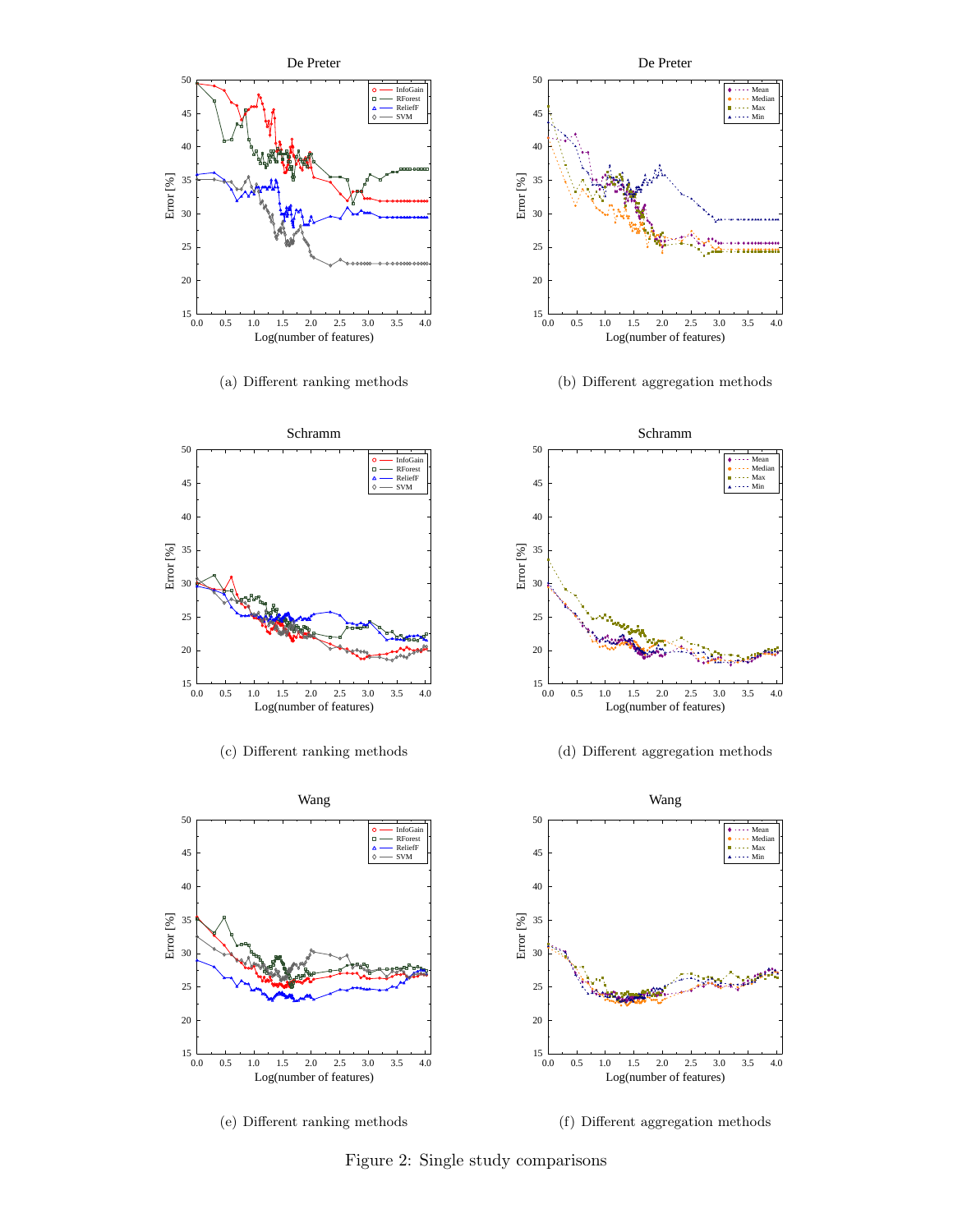(a) Different ranking methods

(b) Different aggregation methods

(c) Different ranking methods

(d) Different aggregation methods

(e) Different ranking methods

(f) Different aggregation methods

Figure 2: Single study comparisons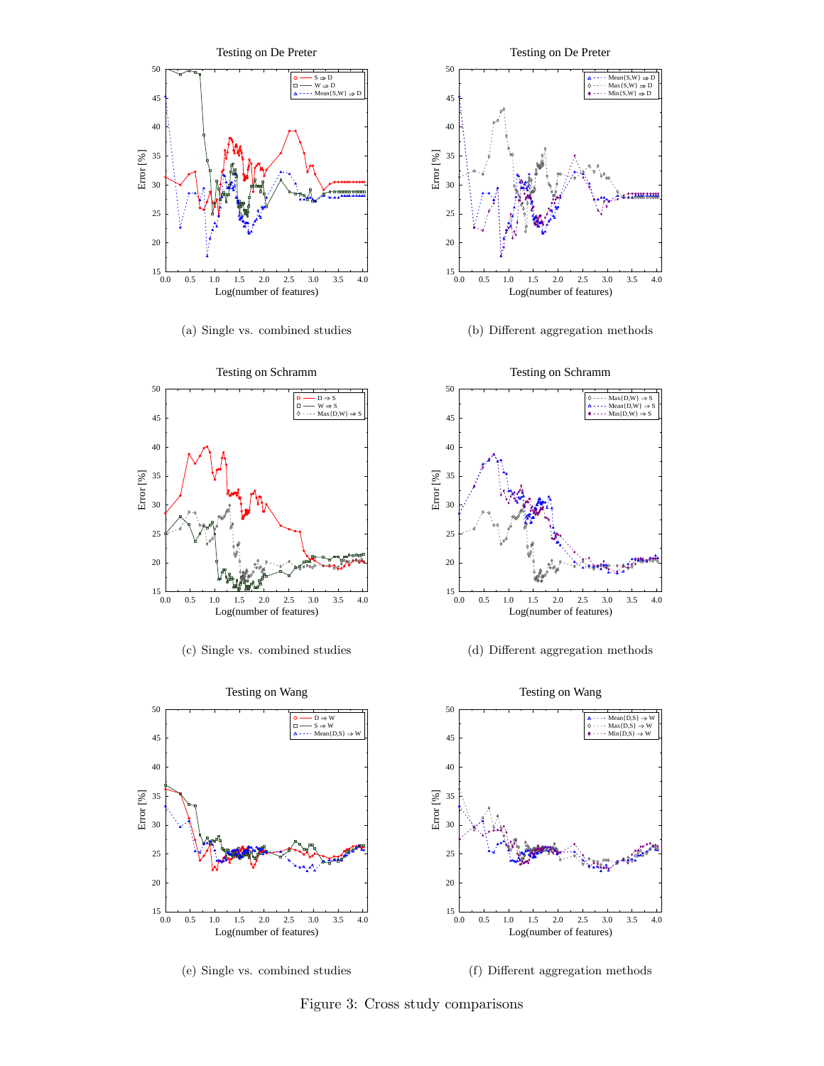(a) Single vs. combined studies

(b) Different aggregation methods

(c) Single vs. combined studies

(d) Different aggregation methods

(e) Single vs. combined studies

(f) Different aggregation methods

Figure 3: Cross study comparisons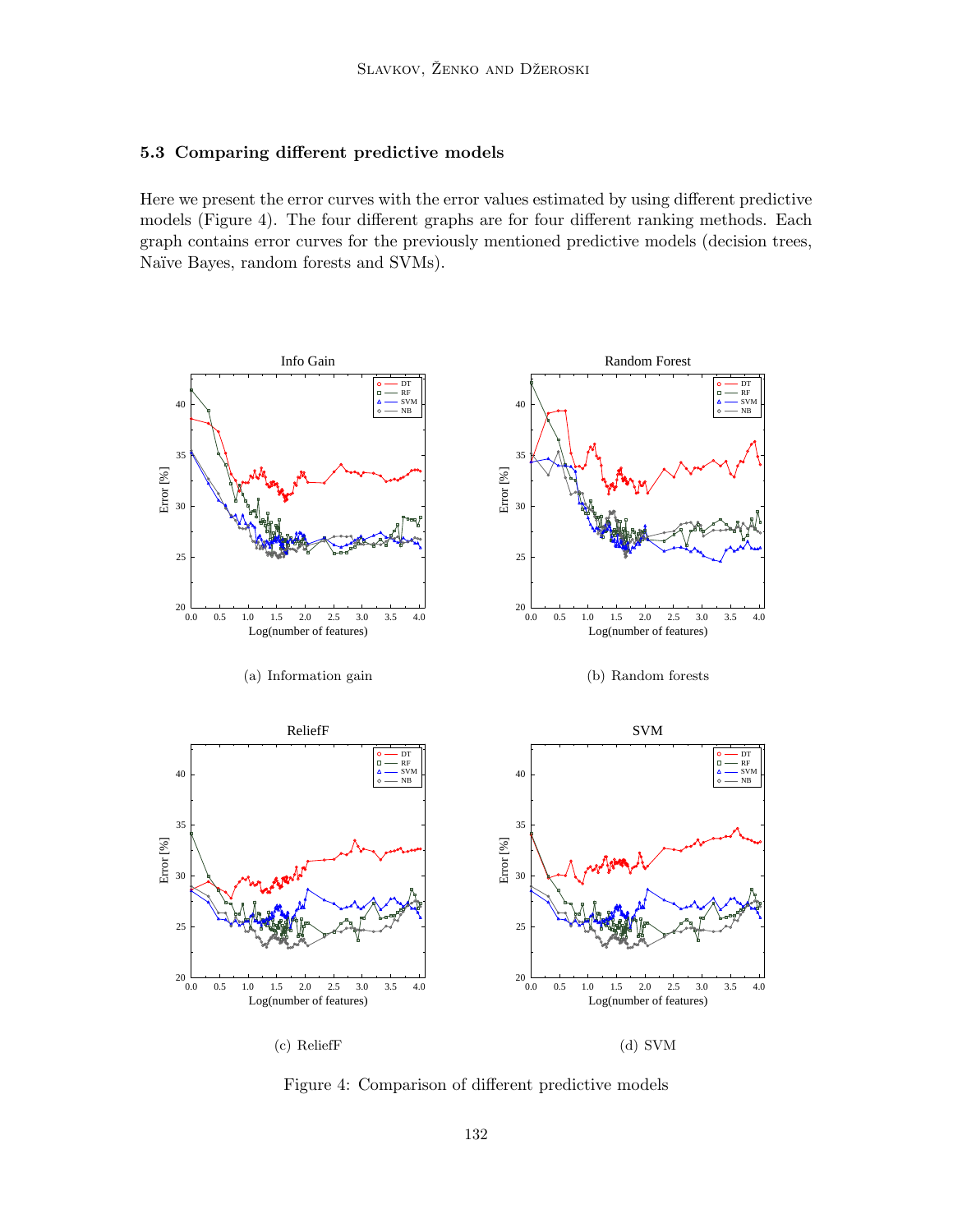### 5.3 Comparing different predictive models

Here we present the error curves with the error values estimated by using different predictive models (Figure 4). The four different graphs are for four different ranking methods. Each graph contains error curves for the previously mentioned predictive models (decision trees, Naïve Bayes, random forests and SVMs).

(a) Information gain

(b) Random forests

(c) ReliefF

(d) SVM

Figure 4: Comparison of different predictive models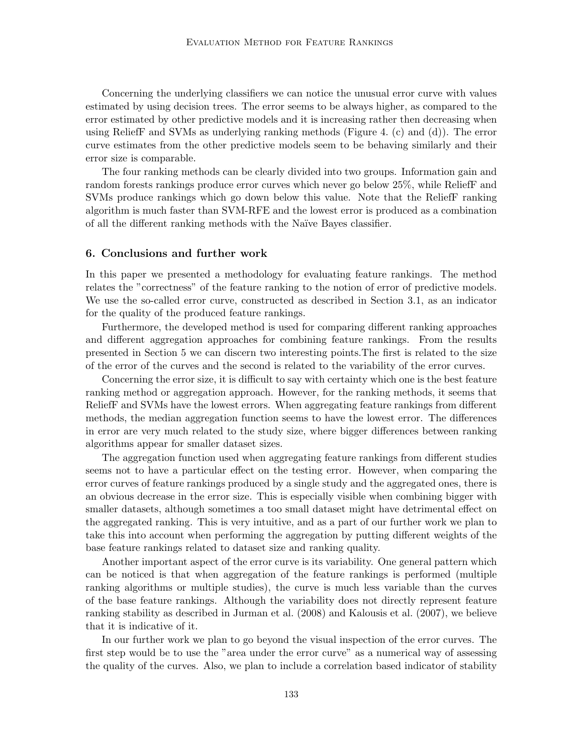Concerning the underlying classifiers we can notice the unusual error curve with values estimated by using decision trees. The error seems to be always higher, as compared to the error estimated by other predictive models and it is increasing rather then decreasing when using ReliefF and SVMs as underlying ranking methods (Figure 4. (c) and (d)). The error curve estimates from the other predictive models seem to be behaving similarly and their error size is comparable.

The four ranking methods can be clearly divided into two groups. Information gain and random forests rankings produce error curves which never go below 25%, while ReliefF and SVMs produce rankings which go down below this value. Note that the ReliefF ranking algorithm is much faster than SVM-RFE and the lowest error is produced as a combination of all the different ranking methods with the Naïve Bayes classifier.

## 6. Conclusions and further work

In this paper we presented a methodology for evaluating feature rankings. The method relates the "correctness" of the feature ranking to the notion of error of predictive models. We use the so-called error curve, constructed as described in Section 3.1, as an indicator for the quality of the produced feature rankings.

Furthermore, the developed method is used for comparing different ranking approaches and different aggregation approaches for combining feature rankings. From the results presented in Section 5 we can discern two interesting points.The first is related to the size of the error of the curves and the second is related to the variability of the error curves.

Concerning the error size, it is difficult to say with certainty which one is the best feature ranking method or aggregation approach. However, for the ranking methods, it seems that ReliefF and SVMs have the lowest errors. When aggregating feature rankings from different methods, the median aggregation function seems to have the lowest error. The differences in error are very much related to the study size, where bigger differences between ranking algorithms appear for smaller dataset sizes.

The aggregation function used when aggregating feature rankings from different studies seems not to have a particular effect on the testing error. However, when comparing the error curves of feature rankings produced by a single study and the aggregated ones, there is an obvious decrease in the error size. This is especially visible when combining bigger with smaller datasets, although sometimes a too small dataset might have detrimental effect on the aggregated ranking. This is very intuitive, and as a part of our further work we plan to take this into account when performing the aggregation by putting different weights of the base feature rankings related to dataset size and ranking quality.

Another important aspect of the error curve is its variability. One general pattern which can be noticed is that when aggregation of the feature rankings is performed (multiple ranking algorithms or multiple studies), the curve is much less variable than the curves of the base feature rankings. Although the variability does not directly represent feature ranking stability as described in Jurman et al. (2008) and Kalousis et al. (2007), we believe that it is indicative of it.

In our further work we plan to go beyond the visual inspection of the error curves. The first step would be to use the "area under the error curve" as a numerical way of assessing the quality of the curves. Also, we plan to include a correlation based indicator of stability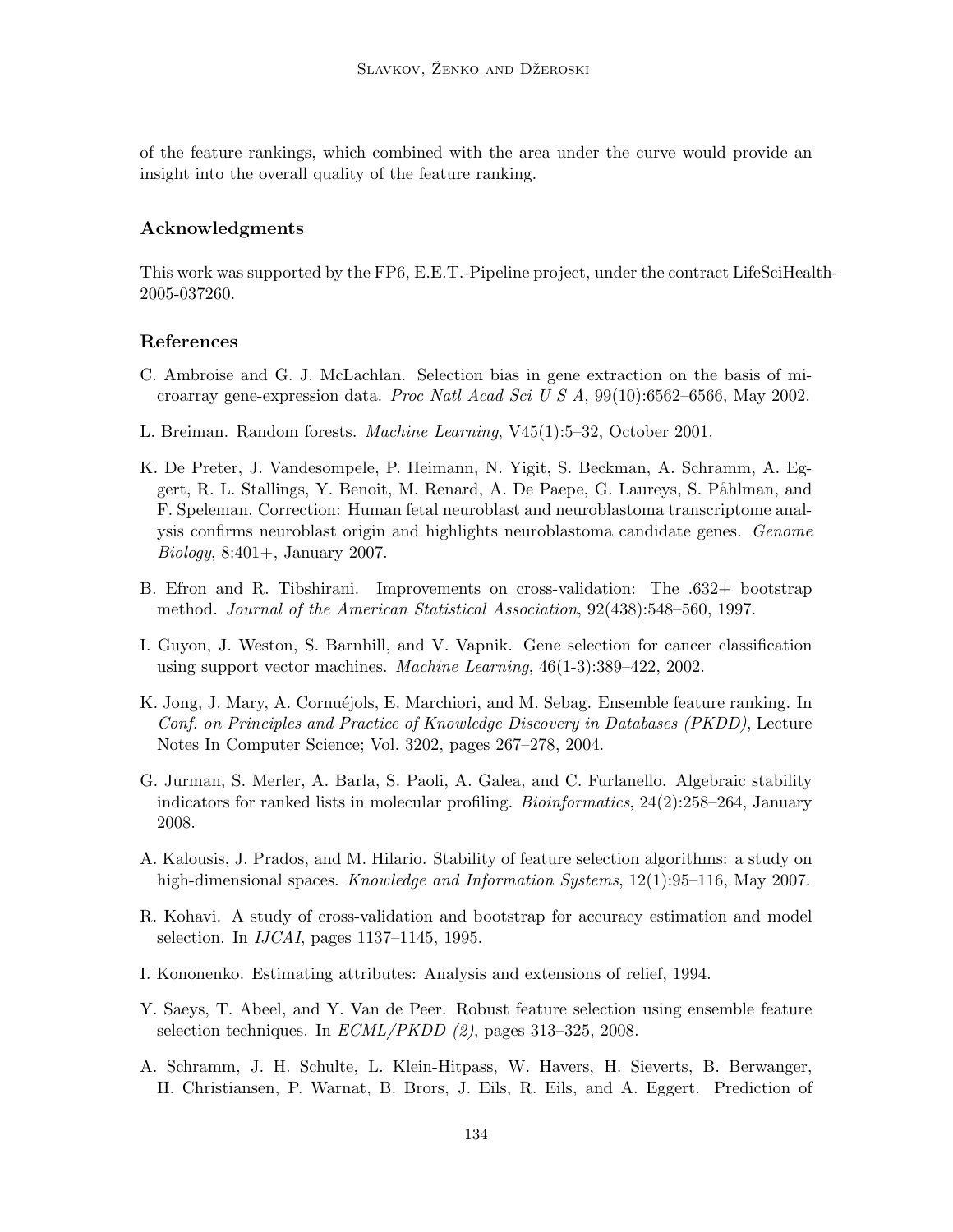of the feature rankings, which combined with the area under the curve would provide an insight into the overall quality of the feature ranking.

## Acknowledgments

This work was supported by the FP6, E.E.T.-Pipeline project, under the contract LifeSciHealth-2005-037260.

## References

C. Ambroise and G. J. McLachlan. Selection bias in gene extraction on the basis of microarray gene-expression data. *Proc Natl Acad Sci U S A*, 99(10):6562–6566, May 2002.

L. Breiman. Random forests. *Machine Learning*, V45(1):5–32, October 2001.

K. De Preter, J. Vandesompele, P. Heimann, N. Yigit, S. Beckman, A. Schramm, A. Eggert, R. L. Stallings, Y. Benoit, M. Renard, A. De Paepe, G. Laureys, S. Påhlman, and F. Speleman. Correction: Human fetal neuroblast and neuroblastoma transcriptome analysis confirms neuroblast origin and highlights neuroblastoma candidate genes. *Genome Biology*, 8:401+, January 2007.

B. Efron and R. Tibshirani. Improvements on cross-validation: The .632+ bootstrap method. *Journal of the American Statistical Association*, 92(438):548–560, 1997.

I. Guyon, J. Weston, S. Barnhill, and V. Vapnik. Gene selection for cancer classification using support vector machines. *Machine Learning*, 46(1-3):389–422, 2002.

K. Jong, J. Mary, A. Cornuéjols, E. Marchiori, and M. Sebag. Ensemble feature ranking. In *Conf. on Principles and Practice of Knowledge Discovery in Databases (PKDD)*, Lecture Notes In Computer Science; Vol. 3202, pages 267–278, 2004.

G. Jurman, S. Merler, A. Barla, S. Paoli, A. Galea, and C. Furlanello. Algebraic stability indicators for ranked lists in molecular profiling. *Bioinformatics*, 24(2):258–264, January 2008.

A. Kalousis, J. Prados, and M. Hilario. Stability of feature selection algorithms: a study on high-dimensional spaces. *Knowledge and Information Systems*, 12(1):95–116, May 2007.

R. Kohavi. A study of cross-validation and bootstrap for accuracy estimation and model selection. In *IJCAI*, pages 1137–1145, 1995.

I. Kononenko. Estimating attributes: Analysis and extensions of relief, 1994.

Y. Saeys, T. Abeel, and Y. Van de Peer. Robust feature selection using ensemble feature selection techniques. In *ECML/PKDD (2)*, pages 313–325, 2008.

A. Schramm, J. H. Schulte, L. Klein-Hitpass, W. Havers, H. Sieverts, B. Berwanger, H. Christiansen, P. Warnat, B. Brors, J. Eils, R. Eils, and A. Eggert. Prediction of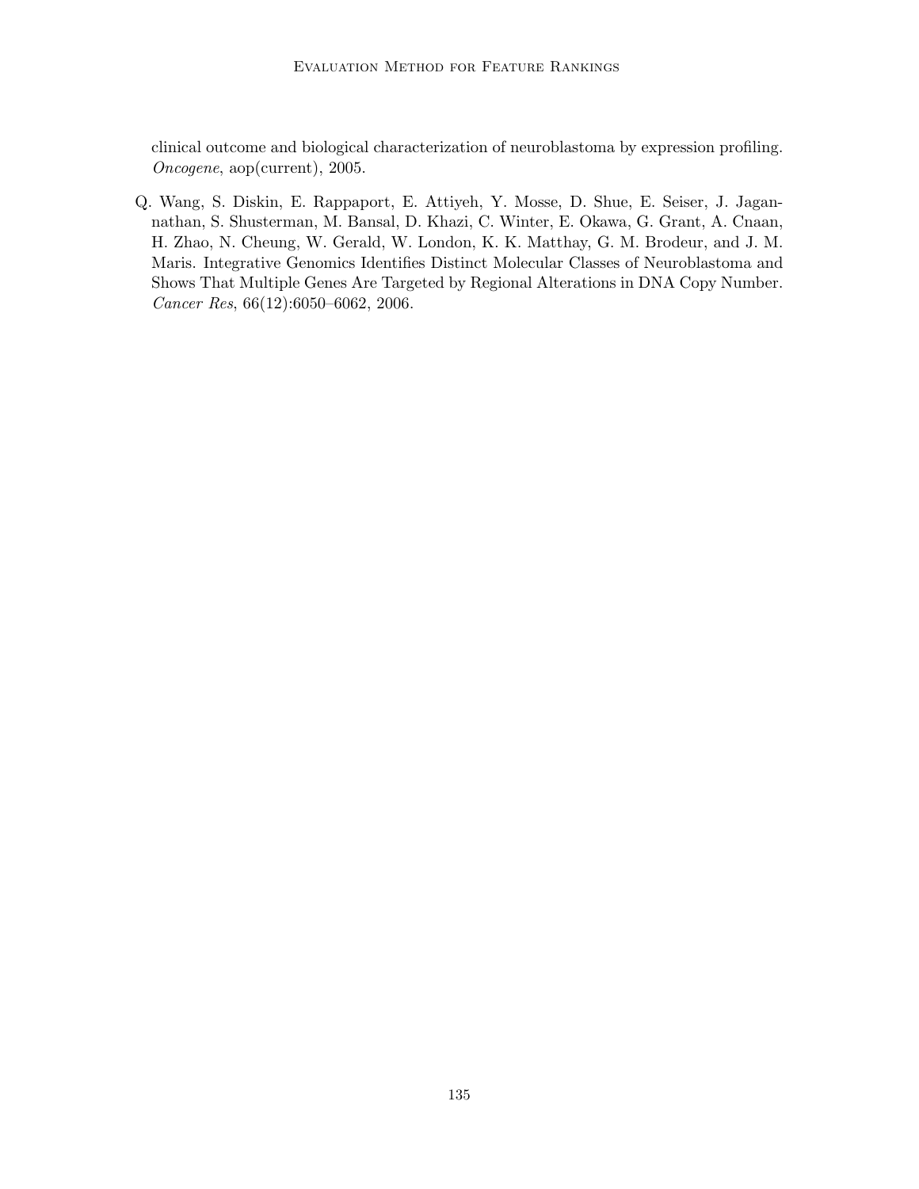clinical outcome and biological characterization of neuroblastoma by expression profiling. *Oncogene*, aop(current), 2005.

Q. Wang, S. Diskin, E. Rappaport, E. Attiyeh, Y. Mosse, D. Shue, E. Seiser, J. Jagannathan, S. Shusterman, M. Bansal, D. Khazi, C. Winter, E. Okawa, G. Grant, A. Cnaan, H. Zhao, N. Cheung, W. Gerald, W. London, K. K. Matthay, G. M. Brodeur, and J. M. Maris. Integrative Genomics Identifies Distinct Molecular Classes of Neuroblastoma and Shows That Multiple Genes Are Targeted by Regional Alterations in DNA Copy Number. *Cancer Res*, 66(12):6050–6062, 2006.